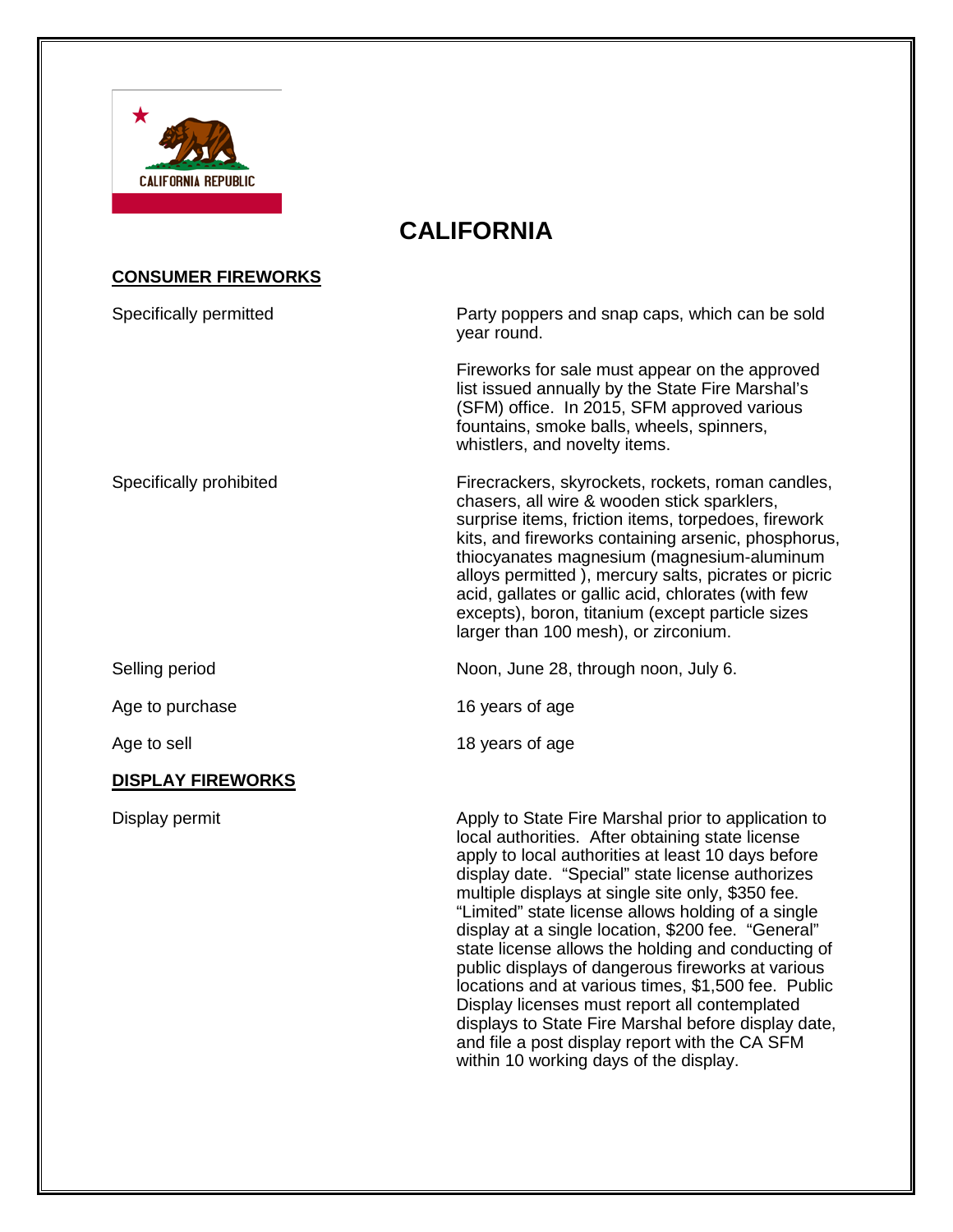# CALIFORNIA

**CONSUMER FIREWORKS**

| | |
|---|---|
| Specifically permitted | Party poppers and snap caps, which can be sold year round.<br><br>Fireworks for sale must appear on the approved list issued annually by the State Fire Marshal's (SFM) office. In 2015, SFM approved various fountains, smoke balls, wheels, spinners, whistlers, and novelty items. |
| Specifically prohibited | Firecrackers, skyrockets, rockets, roman candles, chasers, all wire & wooden stick sparklers, surprise items, friction items, torpedoes, firework kits, and fireworks containing arsenic, phosphorus, thiocyanates magnesium (magnesium-aluminum alloys permitted ), mercury salts, picrates or picric acid, gallates or gallic acid, chlorates (with few excepts), boron, titanium (except particle sizes larger than 100 mesh), or zirconium. |
| Selling period | Noon, June 28, through noon, July 6. |
| Age to purchase | 16 years of age |
| Age to sell | 18 years of age |

**DISPLAY FIREWORKS**

| | |
|---|---|
| Display permit | Apply to State Fire Marshal prior to application to local authorities. After obtaining state license apply to local authorities at least 10 days before display date. "Special" state license authorizes multiple displays at single site only, $350 fee. "Limited" state license allows holding of a single display at a single location, $200 fee. "General" state license allows the holding and conducting of public displays of dangerous fireworks at various locations and at various times, $1,500 fee. Public Display licenses must report all contemplated displays to State Fire Marshal before display date, and file a post display report with the CA SFM within 10 working days of the display. |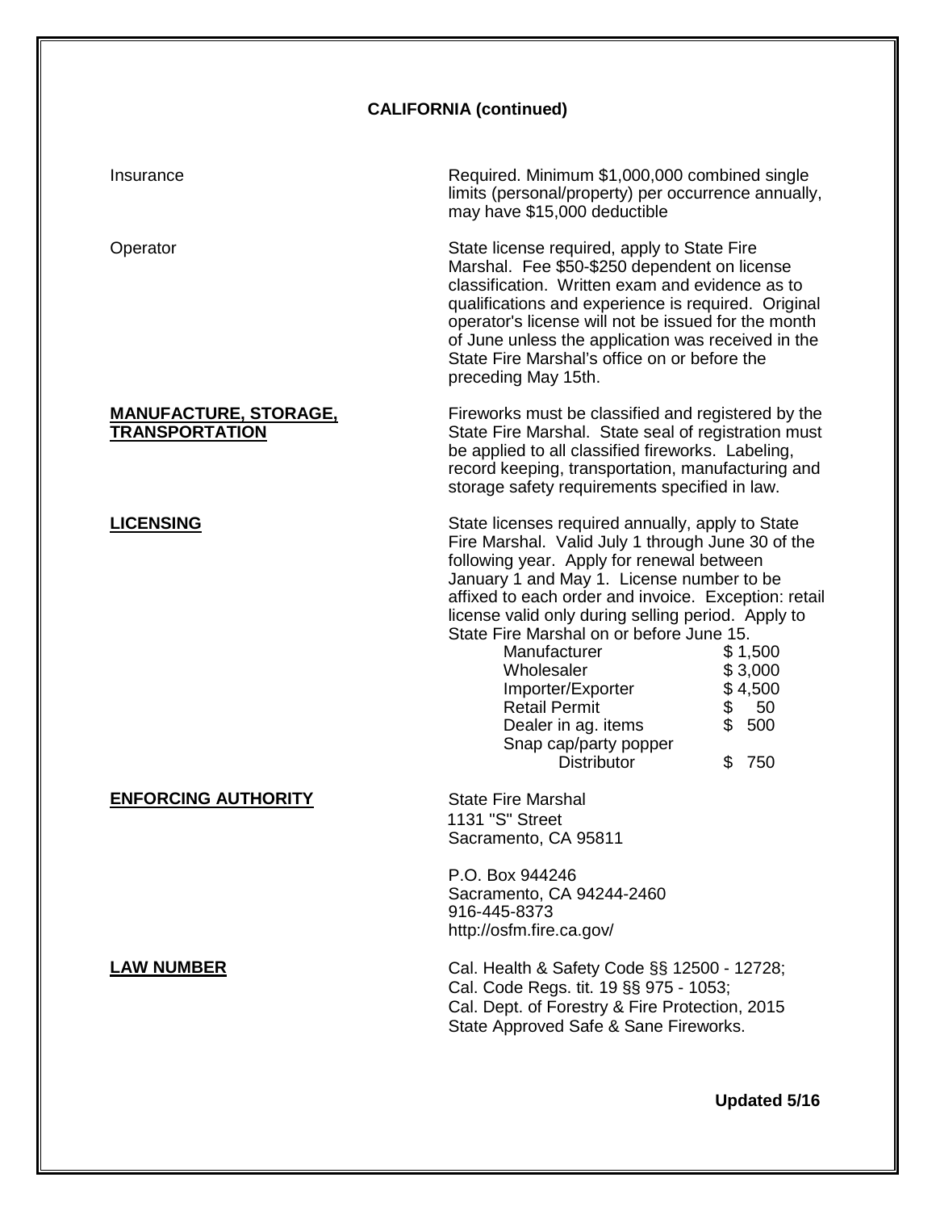## CALIFORNIA (continued)

| | |
|---|---|
| Insurance | Required. Minimum $1,000,000 combined single limits (personal/property) per occurrence annually, may have $15,000 deductible |
| Operator | State license required, apply to State Fire Marshal. Fee $50-$250 dependent on license classification. Written exam and evidence as to qualifications and experience is required. Original operator's license will not be issued for the month of June unless the application was received in the State Fire Marshal's office on or before the preceding May 15th. |
| **MANUFACTURE, STORAGE, TRANSPORTATION** | Fireworks must be classified and registered by the State Fire Marshal. State seal of registration must be applied to all classified fireworks. Labeling, record keeping, transportation, manufacturing and storage safety requirements specified in law. |
| **LICENSING** | State licenses required annually, apply to State Fire Marshal. Valid July 1 through June 30 of the following year. Apply for renewal between January 1 and May 1. License number to be affixed to each order and invoice. Exception: retail license valid only during selling period. Apply to State Fire Marshal on or before June 15. |

| | |
|---|---|
| Manufacturer | $ 1,500 |
| Wholesaler | $ 3,000 |
| Importer/Exporter | $ 4,500 |
| Retail Permit | $ 50 |
| Dealer in ag. items | $ 500 |
| Snap cap/party popper Distributor | $ 750 |

**ENFORCING AUTHORITY**

State Fire Marshal
1131 "S" Street
Sacramento, CA 95811

P.O. Box 944246
Sacramento, CA 94244-2460
916-445-8373
http://osfm.fire.ca.gov/

**LAW NUMBER**

Cal. Health & Safety Code §§ 12500 - 12728;
Cal. Code Regs. tit. 19 §§ 975 - 1053;
Cal. Dept. of Forestry & Fire Protection, 2015 State Approved Safe & Sane Fireworks.

**Updated 5/16**